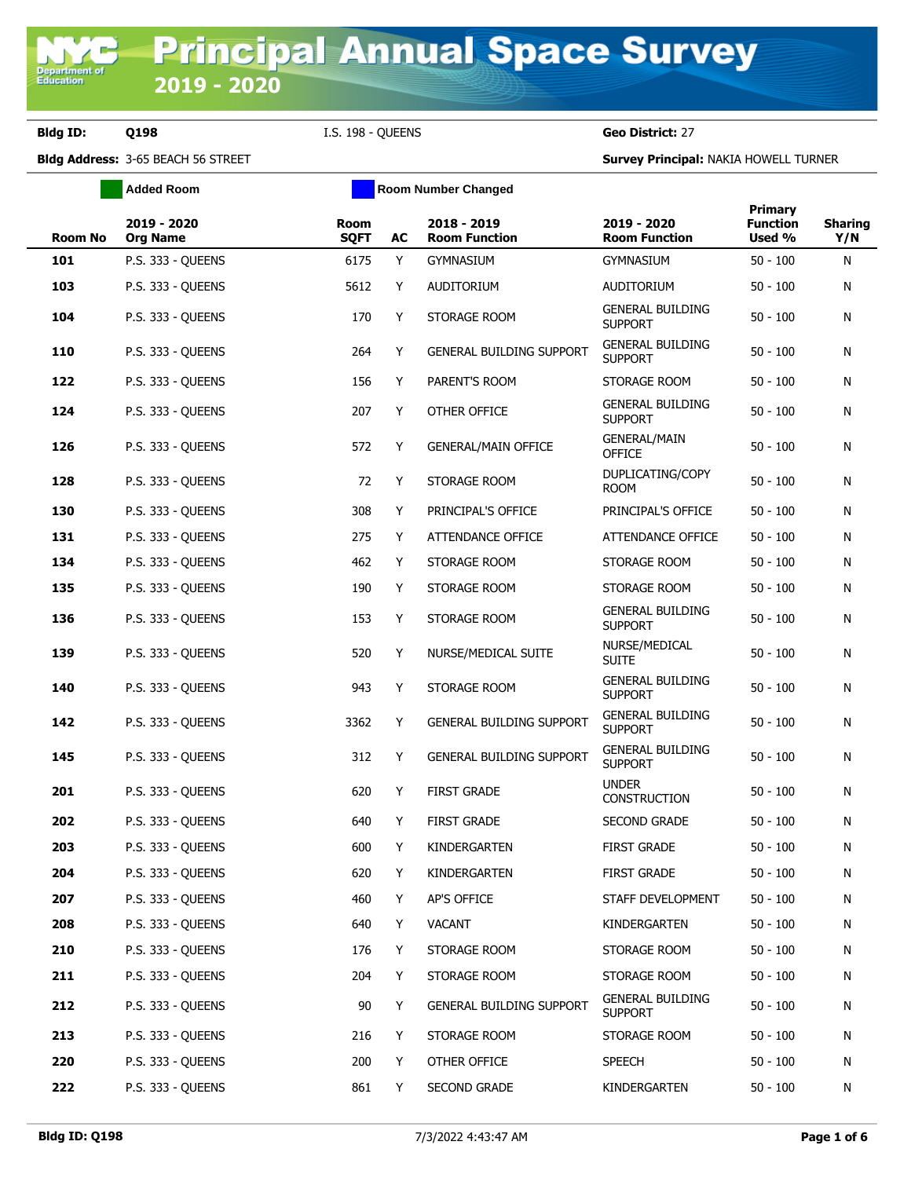# Principal Annual Space Survey 2019 - 2020

**Bldg ID:** Q198 I.S. 198 - QUEENS **Geo District:** 27

**Bldg Address:** 3-65 BEACH 56 STREET **Survey Principal:** NAKIA HOWELL TURNER

Added Room | Room Number Changed

| Room No | 2019 - 2020 Org Name | Room SQFT | AC | 2018 - 2019 Room Function | 2019 - 2020 Room Function | Primary Function Used % | Sharing Y/N |
|---|---|---|---|---|---|---|---|
| 101 | P.S. 333 - QUEENS | 6175 | Y | GYMNASIUM | GYMNASIUM | 50 - 100 | N |
| 103 | P.S. 333 - QUEENS | 5612 | Y | AUDITORIUM | AUDITORIUM | 50 - 100 | N |
| 104 | P.S. 333 - QUEENS | 170 | Y | STORAGE ROOM | GENERAL BUILDING SUPPORT | 50 - 100 | N |
| 110 | P.S. 333 - QUEENS | 264 | Y | GENERAL BUILDING SUPPORT | GENERAL BUILDING SUPPORT | 50 - 100 | N |
| 122 | P.S. 333 - QUEENS | 156 | Y | PARENT'S ROOM | STORAGE ROOM | 50 - 100 | N |
| 124 | P.S. 333 - QUEENS | 207 | Y | OTHER OFFICE | GENERAL BUILDING SUPPORT | 50 - 100 | N |
| 126 | P.S. 333 - QUEENS | 572 | Y | GENERAL/MAIN OFFICE | GENERAL/MAIN OFFICE | 50 - 100 | N |
| 128 | P.S. 333 - QUEENS | 72 | Y | STORAGE ROOM | DUPLICATING/COPY ROOM | 50 - 100 | N |
| 130 | P.S. 333 - QUEENS | 308 | Y | PRINCIPAL'S OFFICE | PRINCIPAL'S OFFICE | 50 - 100 | N |
| 131 | P.S. 333 - QUEENS | 275 | Y | ATTENDANCE OFFICE | ATTENDANCE OFFICE | 50 - 100 | N |
| 134 | P.S. 333 - QUEENS | 462 | Y | STORAGE ROOM | STORAGE ROOM | 50 - 100 | N |
| 135 | P.S. 333 - QUEENS | 190 | Y | STORAGE ROOM | STORAGE ROOM | 50 - 100 | N |
| 136 | P.S. 333 - QUEENS | 153 | Y | STORAGE ROOM | GENERAL BUILDING SUPPORT | 50 - 100 | N |
| 139 | P.S. 333 - QUEENS | 520 | Y | NURSE/MEDICAL SUITE | NURSE/MEDICAL SUITE | 50 - 100 | N |
| 140 | P.S. 333 - QUEENS | 943 | Y | STORAGE ROOM | GENERAL BUILDING SUPPORT | 50 - 100 | N |
| 142 | P.S. 333 - QUEENS | 3362 | Y | GENERAL BUILDING SUPPORT | GENERAL BUILDING SUPPORT | 50 - 100 | N |
| 145 | P.S. 333 - QUEENS | 312 | Y | GENERAL BUILDING SUPPORT | GENERAL BUILDING SUPPORT | 50 - 100 | N |
| 201 | P.S. 333 - QUEENS | 620 | Y | FIRST GRADE | UNDER CONSTRUCTION | 50 - 100 | N |
| 202 | P.S. 333 - QUEENS | 640 | Y | FIRST GRADE | SECOND GRADE | 50 - 100 | N |
| 203 | P.S. 333 - QUEENS | 600 | Y | KINDERGARTEN | FIRST GRADE | 50 - 100 | N |
| 204 | P.S. 333 - QUEENS | 620 | Y | KINDERGARTEN | FIRST GRADE | 50 - 100 | N |
| 207 | P.S. 333 - QUEENS | 460 | Y | AP'S OFFICE | STAFF DEVELOPMENT | 50 - 100 | N |
| 208 | P.S. 333 - QUEENS | 640 | Y | VACANT | KINDERGARTEN | 50 - 100 | N |
| 210 | P.S. 333 - QUEENS | 176 | Y | STORAGE ROOM | STORAGE ROOM | 50 - 100 | N |
| 211 | P.S. 333 - QUEENS | 204 | Y | STORAGE ROOM | STORAGE ROOM | 50 - 100 | N |
| 212 | P.S. 333 - QUEENS | 90 | Y | GENERAL BUILDING SUPPORT | GENERAL BUILDING SUPPORT | 50 - 100 | N |
| 213 | P.S. 333 - QUEENS | 216 | Y | STORAGE ROOM | STORAGE ROOM | 50 - 100 | N |
| 220 | P.S. 333 - QUEENS | 200 | Y | OTHER OFFICE | SPEECH | 50 - 100 | N |
| 222 | P.S. 333 - QUEENS | 861 | Y | SECOND GRADE | KINDERGARTEN | 50 - 100 | N |

**Bldg ID: Q198** 7/3/2022 4:43:47 AM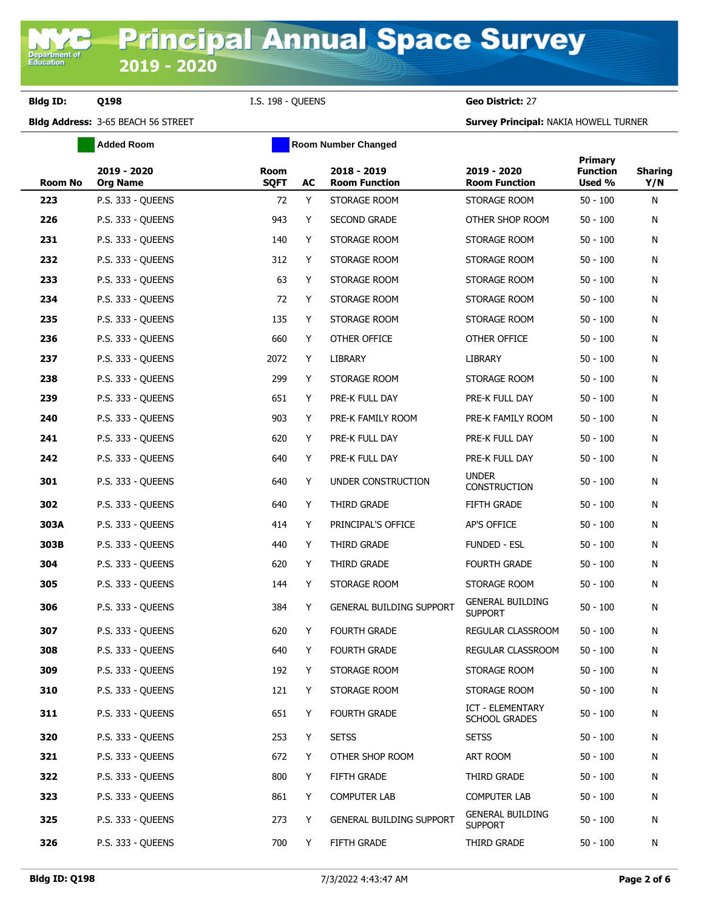# Principal Annual Space Survey 2019 - 2020

**Bldg ID:** Q198 I.S. 198 - QUEENS **Geo District:** 27

**Bldg Address:** 3-65 BEACH 56 STREET **Survey Principal:** NAKIA HOWELL TURNER

Added Room | Room Number Changed

| Room No | 2019 - 2020 Org Name | Room SQFT | AC | 2018 - 2019 Room Function | 2019 - 2020 Room Function | Primary Function Used % | Sharing Y/N |
|---|---|---|---|---|---|---|---|
| 223 | P.S. 333 - QUEENS | 72 | Y | STORAGE ROOM | STORAGE ROOM | 50 - 100 | N |
| 226 | P.S. 333 - QUEENS | 943 | Y | SECOND GRADE | OTHER SHOP ROOM | 50 - 100 | N |
| 231 | P.S. 333 - QUEENS | 140 | Y | STORAGE ROOM | STORAGE ROOM | 50 - 100 | N |
| 232 | P.S. 333 - QUEENS | 312 | Y | STORAGE ROOM | STORAGE ROOM | 50 - 100 | N |
| 233 | P.S. 333 - QUEENS | 63 | Y | STORAGE ROOM | STORAGE ROOM | 50 - 100 | N |
| 234 | P.S. 333 - QUEENS | 72 | Y | STORAGE ROOM | STORAGE ROOM | 50 - 100 | N |
| 235 | P.S. 333 - QUEENS | 135 | Y | STORAGE ROOM | STORAGE ROOM | 50 - 100 | N |
| 236 | P.S. 333 - QUEENS | 660 | Y | OTHER OFFICE | OTHER OFFICE | 50 - 100 | N |
| 237 | P.S. 333 - QUEENS | 2072 | Y | LIBRARY | LIBRARY | 50 - 100 | N |
| 238 | P.S. 333 - QUEENS | 299 | Y | STORAGE ROOM | STORAGE ROOM | 50 - 100 | N |
| 239 | P.S. 333 - QUEENS | 651 | Y | PRE-K FULL DAY | PRE-K FULL DAY | 50 - 100 | N |
| 240 | P.S. 333 - QUEENS | 903 | Y | PRE-K FAMILY ROOM | PRE-K FAMILY ROOM | 50 - 100 | N |
| 241 | P.S. 333 - QUEENS | 620 | Y | PRE-K FULL DAY | PRE-K FULL DAY | 50 - 100 | N |
| 242 | P.S. 333 - QUEENS | 640 | Y | PRE-K FULL DAY | PRE-K FULL DAY | 50 - 100 | N |
| 301 | P.S. 333 - QUEENS | 640 | Y | UNDER CONSTRUCTION | UNDER CONSTRUCTION | 50 - 100 | N |
| 302 | P.S. 333 - QUEENS | 640 | Y | THIRD GRADE | FIFTH GRADE | 50 - 100 | N |
| 303A | P.S. 333 - QUEENS | 414 | Y | PRINCIPAL'S OFFICE | AP'S OFFICE | 50 - 100 | N |
| 303B | P.S. 333 - QUEENS | 440 | Y | THIRD GRADE | FUNDED - ESL | 50 - 100 | N |
| 304 | P.S. 333 - QUEENS | 620 | Y | THIRD GRADE | FOURTH GRADE | 50 - 100 | N |
| 305 | P.S. 333 - QUEENS | 144 | Y | STORAGE ROOM | STORAGE ROOM | 50 - 100 | N |
| 306 | P.S. 333 - QUEENS | 384 | Y | GENERAL BUILDING SUPPORT | GENERAL BUILDING SUPPORT | 50 - 100 | N |
| 307 | P.S. 333 - QUEENS | 620 | Y | FOURTH GRADE | REGULAR CLASSROOM | 50 - 100 | N |
| 308 | P.S. 333 - QUEENS | 640 | Y | FOURTH GRADE | REGULAR CLASSROOM | 50 - 100 | N |
| 309 | P.S. 333 - QUEENS | 192 | Y | STORAGE ROOM | STORAGE ROOM | 50 - 100 | N |
| 310 | P.S. 333 - QUEENS | 121 | Y | STORAGE ROOM | STORAGE ROOM | 50 - 100 | N |
| 311 | P.S. 333 - QUEENS | 651 | Y | FOURTH GRADE | ICT - ELEMENTARY SCHOOL GRADES | 50 - 100 | N |
| 320 | P.S. 333 - QUEENS | 253 | Y | SETSS | SETSS | 50 - 100 | N |
| 321 | P.S. 333 - QUEENS | 672 | Y | OTHER SHOP ROOM | ART ROOM | 50 - 100 | N |
| 322 | P.S. 333 - QUEENS | 800 | Y | FIFTH GRADE | THIRD GRADE | 50 - 100 | N |
| 323 | P.S. 333 - QUEENS | 861 | Y | COMPUTER LAB | COMPUTER LAB | 50 - 100 | N |
| 325 | P.S. 333 - QUEENS | 273 | Y | GENERAL BUILDING SUPPORT | GENERAL BUILDING SUPPORT | 50 - 100 | N |
| 326 | P.S. 333 - QUEENS | 700 | Y | FIFTH GRADE | THIRD GRADE | 50 - 100 | N |

7/3/2022 4:43:47 AM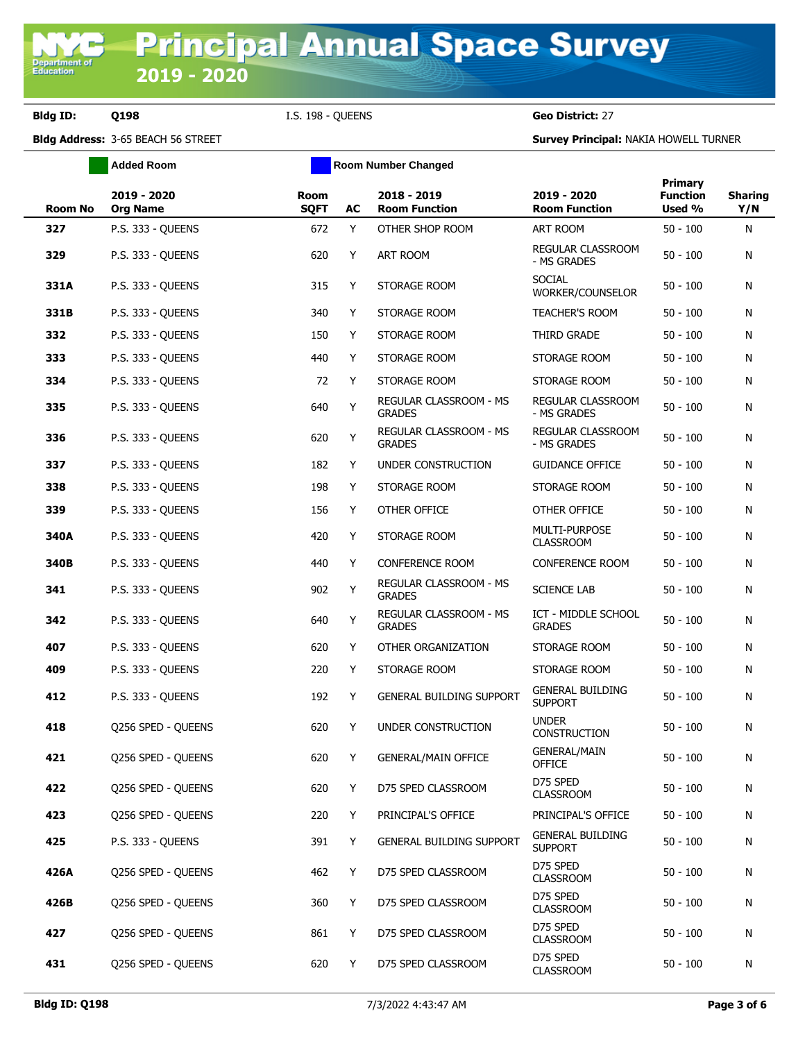# Principal Annual Space Survey 2019 - 2020

**Bldg ID:** Q198 I.S. 198 - QUEENS **Geo District:** 27

**Bldg Address:** 3-65 BEACH 56 STREET **Survey Principal:** NAKIA HOWELL TURNER

Added Room | Room Number Changed

| Room No | 2019 - 2020 Org Name | Room SQFT | AC | 2018 - 2019 Room Function | 2019 - 2020 Room Function | Primary Function Used % | Sharing Y/N |
|---|---|---|---|---|---|---|---|
| 327 | P.S. 333 - QUEENS | 672 | Y | OTHER SHOP ROOM | ART ROOM | 50 - 100 | N |
| 329 | P.S. 333 - QUEENS | 620 | Y | ART ROOM | REGULAR CLASSROOM - MS GRADES | 50 - 100 | N |
| 331A | P.S. 333 - QUEENS | 315 | Y | STORAGE ROOM | SOCIAL WORKER/COUNSELOR | 50 - 100 | N |
| 331B | P.S. 333 - QUEENS | 340 | Y | STORAGE ROOM | TEACHER'S ROOM | 50 - 100 | N |
| 332 | P.S. 333 - QUEENS | 150 | Y | STORAGE ROOM | THIRD GRADE | 50 - 100 | N |
| 333 | P.S. 333 - QUEENS | 440 | Y | STORAGE ROOM | STORAGE ROOM | 50 - 100 | N |
| 334 | P.S. 333 - QUEENS | 72 | Y | STORAGE ROOM | STORAGE ROOM | 50 - 100 | N |
| 335 | P.S. 333 - QUEENS | 640 | Y | REGULAR CLASSROOM - MS GRADES | REGULAR CLASSROOM - MS GRADES | 50 - 100 | N |
| 336 | P.S. 333 - QUEENS | 620 | Y | REGULAR CLASSROOM - MS GRADES | REGULAR CLASSROOM - MS GRADES | 50 - 100 | N |
| 337 | P.S. 333 - QUEENS | 182 | Y | UNDER CONSTRUCTION | GUIDANCE OFFICE | 50 - 100 | N |
| 338 | P.S. 333 - QUEENS | 198 | Y | STORAGE ROOM | STORAGE ROOM | 50 - 100 | N |
| 339 | P.S. 333 - QUEENS | 156 | Y | OTHER OFFICE | OTHER OFFICE | 50 - 100 | N |
| 340A | P.S. 333 - QUEENS | 420 | Y | STORAGE ROOM | MULTI-PURPOSE CLASSROOM | 50 - 100 | N |
| 340B | P.S. 333 - QUEENS | 440 | Y | CONFERENCE ROOM | CONFERENCE ROOM | 50 - 100 | N |
| 341 | P.S. 333 - QUEENS | 902 | Y | REGULAR CLASSROOM - MS GRADES | SCIENCE LAB | 50 - 100 | N |
| 342 | P.S. 333 - QUEENS | 640 | Y | REGULAR CLASSROOM - MS GRADES | ICT - MIDDLE SCHOOL GRADES | 50 - 100 | N |
| 407 | P.S. 333 - QUEENS | 620 | Y | OTHER ORGANIZATION | STORAGE ROOM | 50 - 100 | N |
| 409 | P.S. 333 - QUEENS | 220 | Y | STORAGE ROOM | STORAGE ROOM | 50 - 100 | N |
| 412 | P.S. 333 - QUEENS | 192 | Y | GENERAL BUILDING SUPPORT | GENERAL BUILDING SUPPORT | 50 - 100 | N |
| 418 | Q256 SPED - QUEENS | 620 | Y | UNDER CONSTRUCTION | UNDER CONSTRUCTION | 50 - 100 | N |
| 421 | Q256 SPED - QUEENS | 620 | Y | GENERAL/MAIN OFFICE | GENERAL/MAIN OFFICE | 50 - 100 | N |
| 422 | Q256 SPED - QUEENS | 620 | Y | D75 SPED CLASSROOM | D75 SPED CLASSROOM | 50 - 100 | N |
| 423 | Q256 SPED - QUEENS | 220 | Y | PRINCIPAL'S OFFICE | PRINCIPAL'S OFFICE | 50 - 100 | N |
| 425 | P.S. 333 - QUEENS | 391 | Y | GENERAL BUILDING SUPPORT | GENERAL BUILDING SUPPORT | 50 - 100 | N |
| 426A | Q256 SPED - QUEENS | 462 | Y | D75 SPED CLASSROOM | D75 SPED CLASSROOM | 50 - 100 | N |
| 426B | Q256 SPED - QUEENS | 360 | Y | D75 SPED CLASSROOM | D75 SPED CLASSROOM | 50 - 100 | N |
| 427 | Q256 SPED - QUEENS | 861 | Y | D75 SPED CLASSROOM | D75 SPED CLASSROOM | 50 - 100 | N |
| 431 | Q256 SPED - QUEENS | 620 | Y | D75 SPED CLASSROOM | D75 SPED CLASSROOM | 50 - 100 | N |

7/3/2022 4:43:47 AM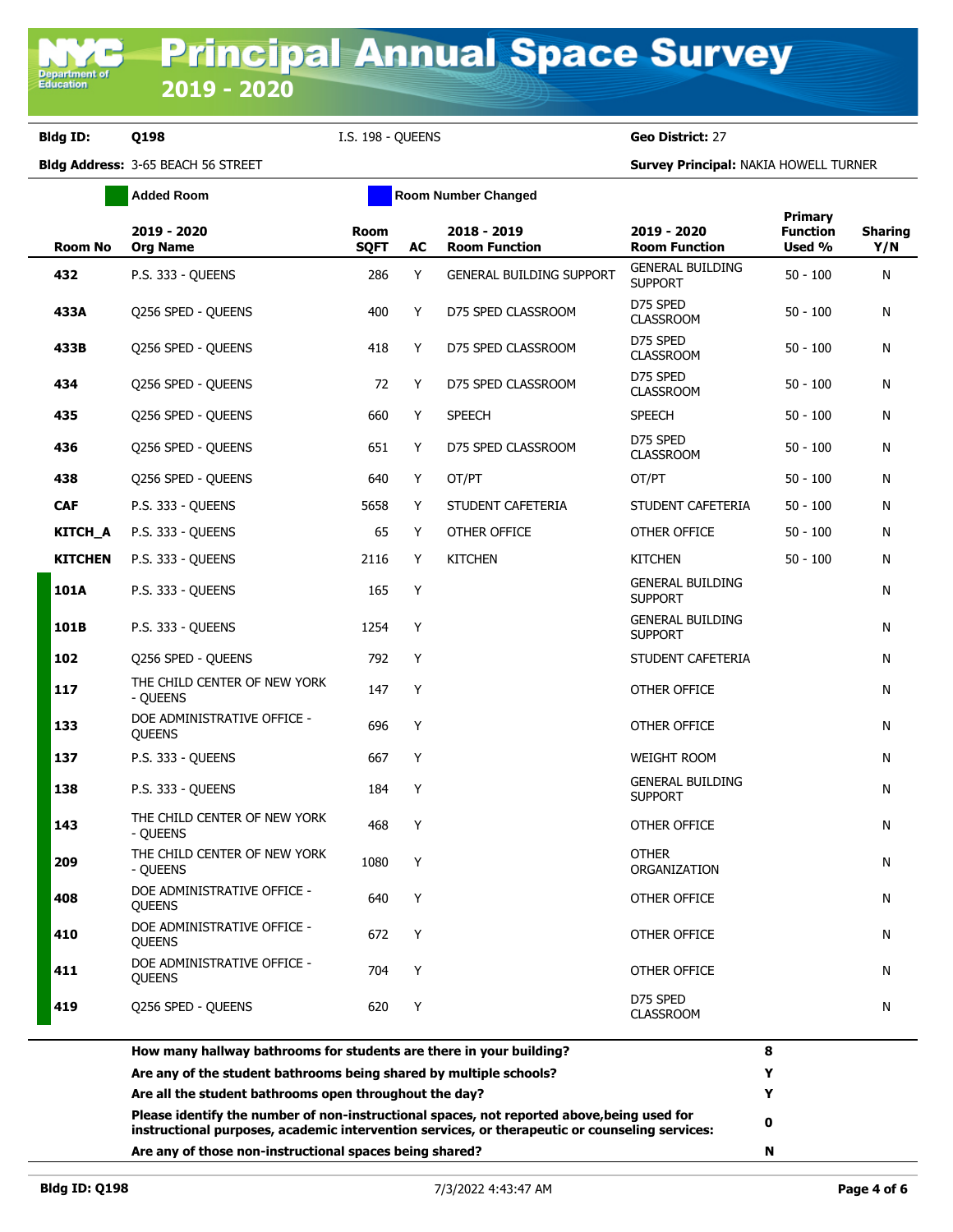# Principal Annual Space Survey

## 2019 - 2020

**Bldg ID:** Q198 I.S. 198 - QUEENS **Geo District:** 27

**Bldg Address:** 3-65 BEACH 56 STREET **Survey Principal:** NAKIA HOWELL TURNER

Added Room | Room Number Changed

| Room No | 2019 - 2020 Org Name | Room SQFT | AC | 2018 - 2019 Room Function | 2019 - 2020 Room Function | Primary Function Used % | Sharing Y/N |
|---|---|---|---|---|---|---|---|
| 432 | P.S. 333 - QUEENS | 286 | Y | GENERAL BUILDING SUPPORT | GENERAL BUILDING SUPPORT | 50 - 100 | N |
| 433A | Q256 SPED - QUEENS | 400 | Y | D75 SPED CLASSROOM | D75 SPED CLASSROOM | 50 - 100 | N |
| 433B | Q256 SPED - QUEENS | 418 | Y | D75 SPED CLASSROOM | D75 SPED CLASSROOM | 50 - 100 | N |
| 434 | Q256 SPED - QUEENS | 72 | Y | D75 SPED CLASSROOM | D75 SPED CLASSROOM | 50 - 100 | N |
| 435 | Q256 SPED - QUEENS | 660 | Y | SPEECH | SPEECH | 50 - 100 | N |
| 436 | Q256 SPED - QUEENS | 651 | Y | D75 SPED CLASSROOM | D75 SPED CLASSROOM | 50 - 100 | N |
| 438 | Q256 SPED - QUEENS | 640 | Y | OT/PT | OT/PT | 50 - 100 | N |
| CAF | P.S. 333 - QUEENS | 5658 | Y | STUDENT CAFETERIA | STUDENT CAFETERIA | 50 - 100 | N |
| KITCH_A | P.S. 333 - QUEENS | 65 | Y | OTHER OFFICE | OTHER OFFICE | 50 - 100 | N |
| KITCHEN | P.S. 333 - QUEENS | 2116 | Y | KITCHEN | KITCHEN | 50 - 100 | N |
| 101A | P.S. 333 - QUEENS | 165 | Y | | GENERAL BUILDING SUPPORT | | N |
| 101B | P.S. 333 - QUEENS | 1254 | Y | | GENERAL BUILDING SUPPORT | | N |
| 102 | Q256 SPED - QUEENS | 792 | Y | | STUDENT CAFETERIA | | N |
| 117 | THE CHILD CENTER OF NEW YORK - QUEENS | 147 | Y | | OTHER OFFICE | | N |
| 133 | DOE ADMINISTRATIVE OFFICE - QUEENS | 696 | Y | | OTHER OFFICE | | N |
| 137 | P.S. 333 - QUEENS | 667 | Y | | WEIGHT ROOM | | N |
| 138 | P.S. 333 - QUEENS | 184 | Y | | GENERAL BUILDING SUPPORT | | N |
| 143 | THE CHILD CENTER OF NEW YORK - QUEENS | 468 | Y | | OTHER OFFICE | | N |
| 209 | THE CHILD CENTER OF NEW YORK - QUEENS | 1080 | Y | | OTHER ORGANIZATION | | N |
| 408 | DOE ADMINISTRATIVE OFFICE - QUEENS | 640 | Y | | OTHER OFFICE | | N |
| 410 | DOE ADMINISTRATIVE OFFICE - QUEENS | 672 | Y | | OTHER OFFICE | | N |
| 411 | DOE ADMINISTRATIVE OFFICE - QUEENS | 704 | Y | | OTHER OFFICE | | N |
| 419 | Q256 SPED - QUEENS | 620 | Y | | D75 SPED CLASSROOM | | N |

| | |
|---|---|
| **How many hallway bathrooms for students are there in your building?** | **8** |
| **Are any of the student bathrooms being shared by multiple schools?** | **Y** |
| **Are all the student bathrooms open throughout the day?** | **Y** |
| **Please identify the number of non-instructional spaces, not reported above,being used for instructional purposes, academic intervention services, or therapeutic or counseling services:** | **0** |
| **Are any of those non-instructional spaces being shared?** | **N** |

**Bldg ID: Q198** 7/3/2022 4:43:47 AM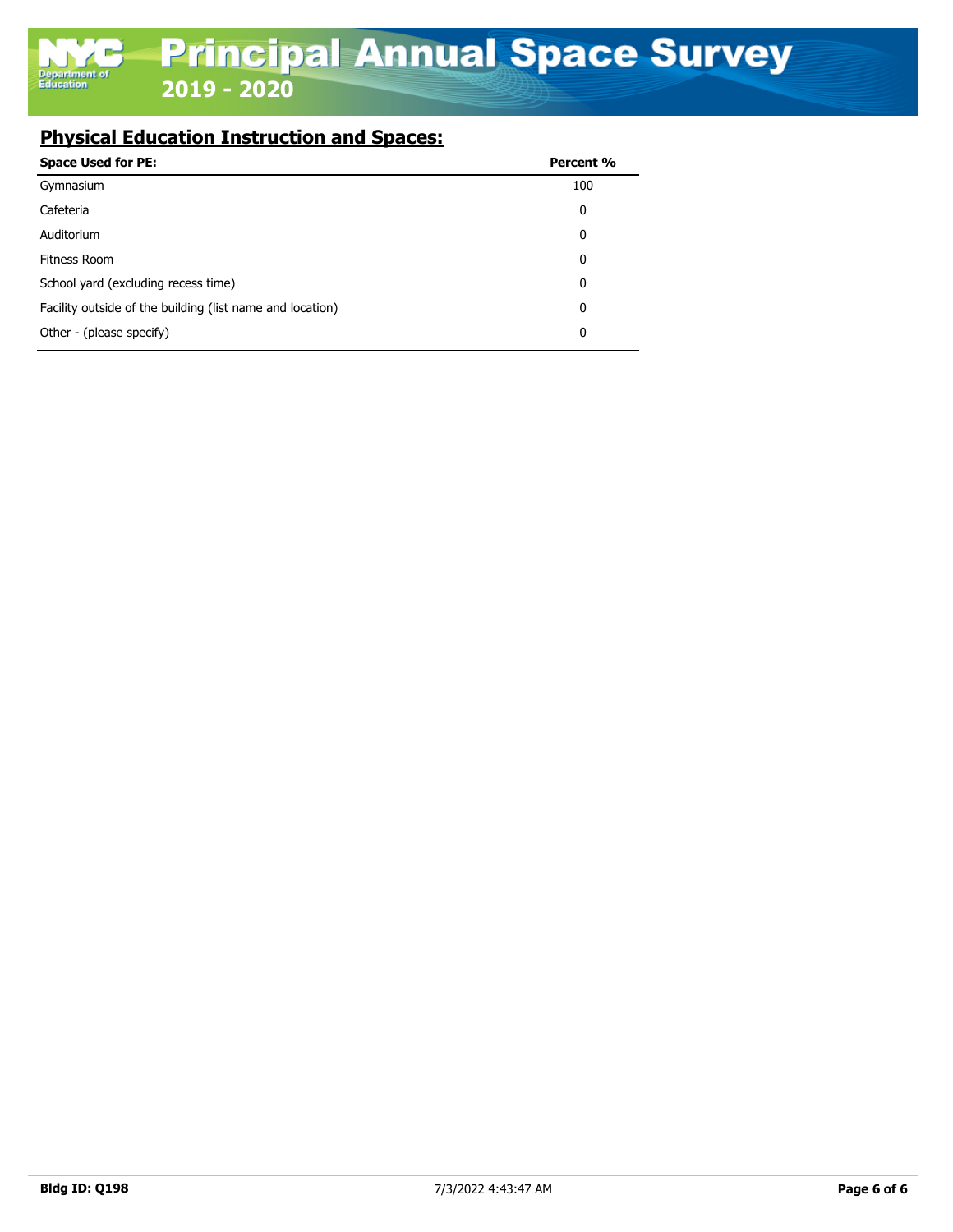## Physical Education Instruction and Spaces:

| Space Used for PE: | Percent % |
|---|---|
| Gymnasium | 100 |
| Cafeteria | 0 |
| Auditorium | 0 |
| Fitness Room | 0 |
| School yard (excluding recess time) | 0 |
| Facility outside of the building (list name and location) | 0 |
| Other - (please specify) | 0 |